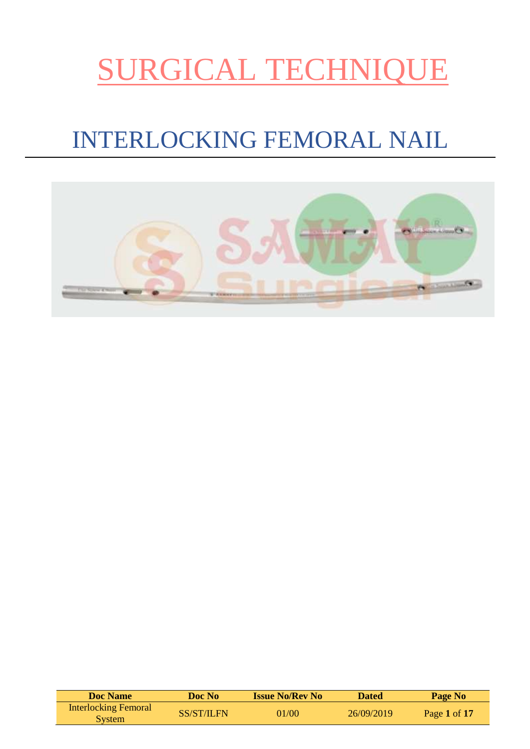# SURGICAL TECHNIQUE

## INTERLOCKING FEMORAL NAIL

| Doc Name | Doc No | Issue No/Rev No | Dated | Page No |
|---|---|---|---|---|
| Interlocking Femoral System | SS/ST/ILFN | 01/00 | 26/09/2019 | Page 1 of 17 |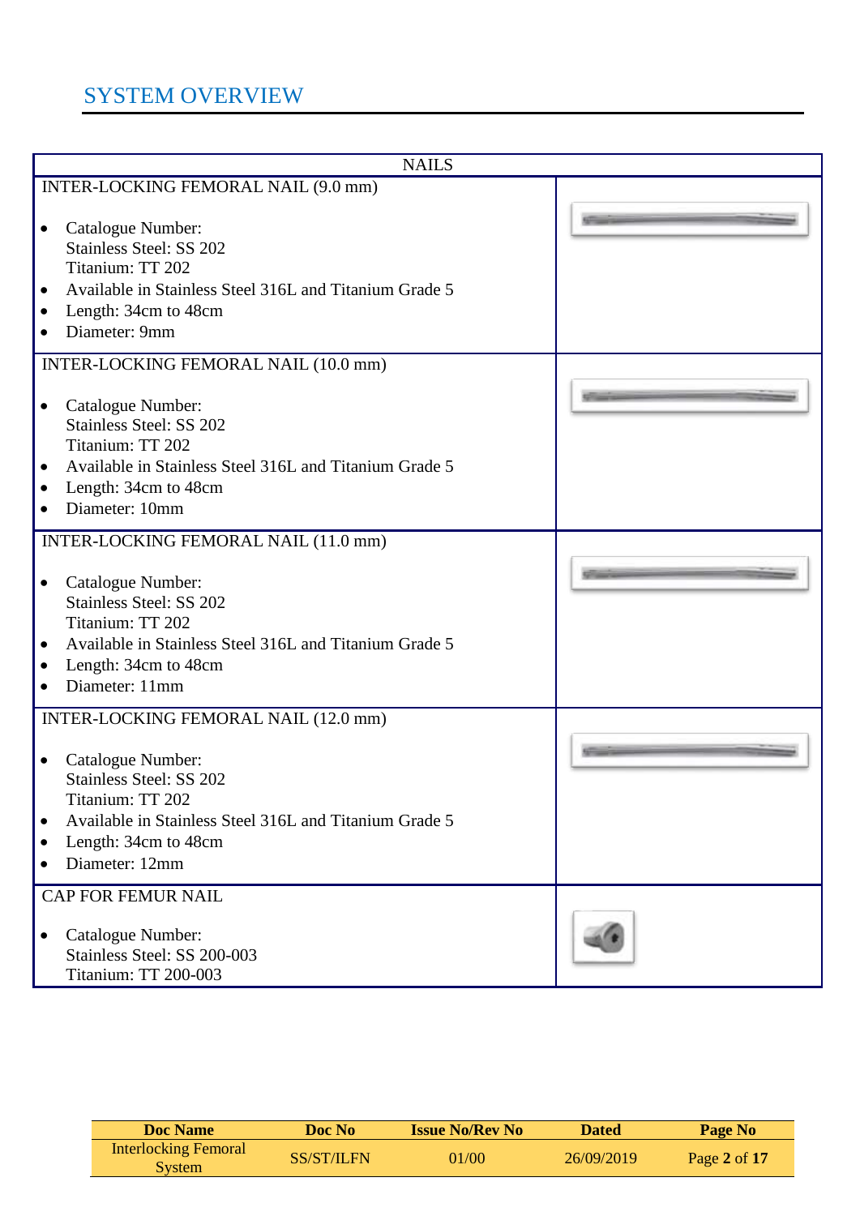# SYSTEM OVERVIEW

| NAILS | |
|---|---|
| INTER-LOCKING FEMORAL NAIL (9.0 mm)<br><br>• Catalogue Number:<br>Stainless Steel: SS 202<br>Titanium: TT 202<br>• Available in Stainless Steel 316L and Titanium Grade 5<br>• Length: 34cm to 48cm<br>• Diameter: 9mm | |
| INTER-LOCKING FEMORAL NAIL (10.0 mm)<br><br>• Catalogue Number:<br>Stainless Steel: SS 202<br>Titanium: TT 202<br>• Available in Stainless Steel 316L and Titanium Grade 5<br>• Length: 34cm to 48cm<br>• Diameter: 10mm | |
| INTER-LOCKING FEMORAL NAIL (11.0 mm)<br><br>• Catalogue Number:<br>Stainless Steel: SS 202<br>Titanium: TT 202<br>• Available in Stainless Steel 316L and Titanium Grade 5<br>• Length: 34cm to 48cm<br>• Diameter: 11mm | |
| INTER-LOCKING FEMORAL NAIL (12.0 mm)<br><br>• Catalogue Number:<br>Stainless Steel: SS 202<br>Titanium: TT 202<br>• Available in Stainless Steel 316L and Titanium Grade 5<br>• Length: 34cm to 48cm<br>• Diameter: 12mm | |
| CAP FOR FEMUR NAIL<br><br>• Catalogue Number:<br>Stainless Steel: SS 200-003<br>Titanium: TT 200-003 | |

| Doc Name | Doc No | Issue No/Rev No | Dated | Page No |
|---|---|---|---|---|
| Interlocking Femoral System | SS/ST/ILFN | 01/00 | 26/09/2019 | Page **2** of **17** |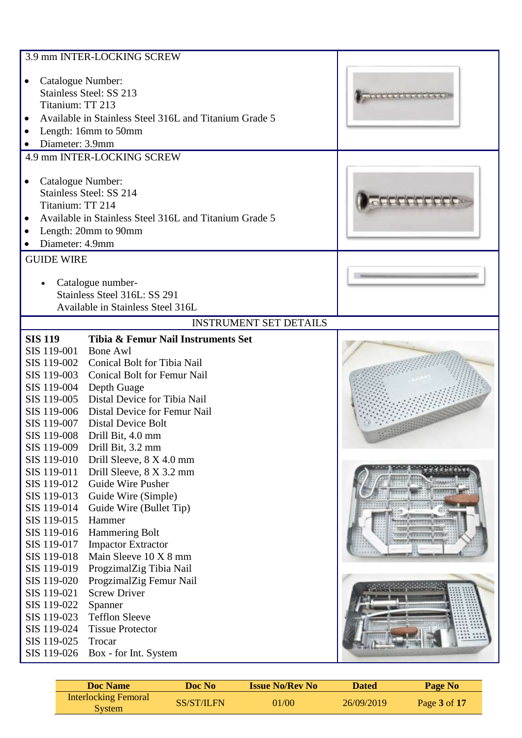## 3.9 mm INTER-LOCKING SCREW

- Catalogue Number:
  Stainless Steel: SS 213
  Titanium: TT 213
- Available in Stainless Steel 316L and Titanium Grade 5
- Length: 16mm to 50mm
- Diameter: 3.9mm

## 4.9 mm INTER-LOCKING SCREW

- Catalogue Number:
  Stainless Steel: SS 214
  Titanium: TT 214
- Available in Stainless Steel 316L and Titanium Grade 5
- Length: 20mm to 90mm
- Diameter: 4.9mm

## GUIDE WIRE

- Catalogue number-
  Stainless Steel 316L: SS 291
  Available in Stainless Steel 316L

## INSTRUMENT SET DETAILS

| **SIS 119** | **Tibia & Femur Nail Instruments Set** |
|---|---|
| SIS 119-001 | Bone Awl |
| SIS 119-002 | Conical Bolt for Tibia Nail |
| SIS 119-003 | Conical Bolt for Femur Nail |
| SIS 119-004 | Depth Guage |
| SIS 119-005 | Distal Device for Tibia Nail |
| SIS 119-006 | Distal Device for Femur Nail |
| SIS 119-007 | Distal Device Bolt |
| SIS 119-008 | Drill Bit, 4.0 mm |
| SIS 119-009 | Drill Bit, 3.2 mm |
| SIS 119-010 | Drill Sleeve, 8 X 4.0 mm |
| SIS 119-011 | Drill Sleeve, 8 X 3.2 mm |
| SIS 119-012 | Guide Wire Pusher |
| SIS 119-013 | Guide Wire (Simple) |
| SIS 119-014 | Guide Wire (Bullet Tip) |
| SIS 119-015 | Hammer |
| SIS 119-016 | Hammering Bolt |
| SIS 119-017 | Impactor Extractor |
| SIS 119-018 | Main Sleeve 10 X 8 mm |
| SIS 119-019 | ProgzimalZig Tibia Nail |
| SIS 119-020 | ProgzimalZig Femur Nail |
| SIS 119-021 | Screw Driver |
| SIS 119-022 | Spanner |
| SIS 119-023 | Tefflon Sleeve |
| SIS 119-024 | Tissue Protector |
| SIS 119-025 | Trocar |
| SIS 119-026 | Box - for Int. System |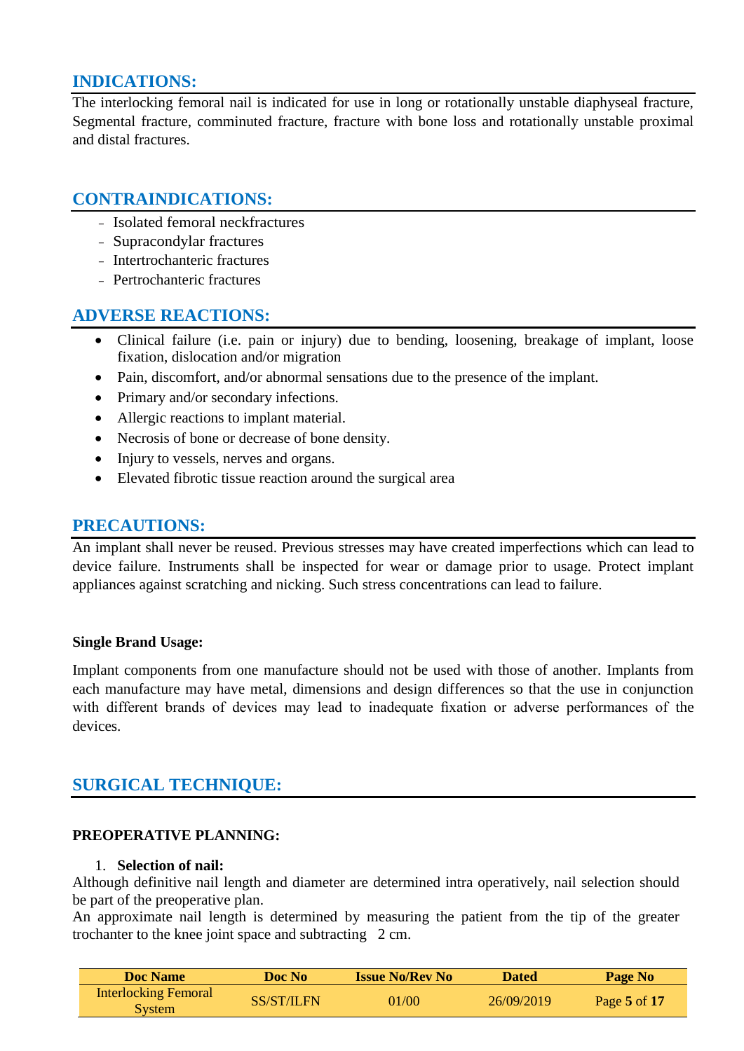## INDICATIONS:

The interlocking femoral nail is indicated for use in long or rotationally unstable diaphyseal fracture, Segmental fracture, comminuted fracture, fracture with bone loss and rotationally unstable proximal and distal fractures.

## CONTRAINDICATIONS:

- Isolated femoral neckfractures
- Supracondylar fractures
- Intertrochanteric fractures
- Pertrochanteric fractures

## ADVERSE REACTIONS:

- Clinical failure (i.e. pain or injury) due to bending, loosening, breakage of implant, loose fixation, dislocation and/or migration
- Pain, discomfort, and/or abnormal sensations due to the presence of the implant.
- Primary and/or secondary infections.
- Allergic reactions to implant material.
- Necrosis of bone or decrease of bone density.
- Injury to vessels, nerves and organs.
- Elevated fibrotic tissue reaction around the surgical area

## PRECAUTIONS:

An implant shall never be reused. Previous stresses may have created imperfections which can lead to device failure. Instruments shall be inspected for wear or damage prior to usage. Protect implant appliances against scratching and nicking. Such stress concentrations can lead to failure.

**Single Brand Usage:**

Implant components from one manufacture should not be used with those of another. Implants from each manufacture may have metal, dimensions and design differences so that the use in conjunction with different brands of devices may lead to inadequate fixation or adverse performances of the devices.

## SURGICAL TECHNIQUE:

**PREOPERATIVE PLANNING:**

1. **Selection of nail:**

Although definitive nail length and diameter are determined intra operatively, nail selection should be part of the preoperative plan.
An approximate nail length is determined by measuring the patient from the tip of the greater trochanter to the knee joint space and subtracting 2 cm.

| Doc Name | Doc No | Issue No/Rev No | Dated | Page No |
| --- | --- | --- | --- | --- |
| Interlocking Femoral System | SS/ST/ILFN | 01/00 | 26/09/2019 | Page **5** of **17** |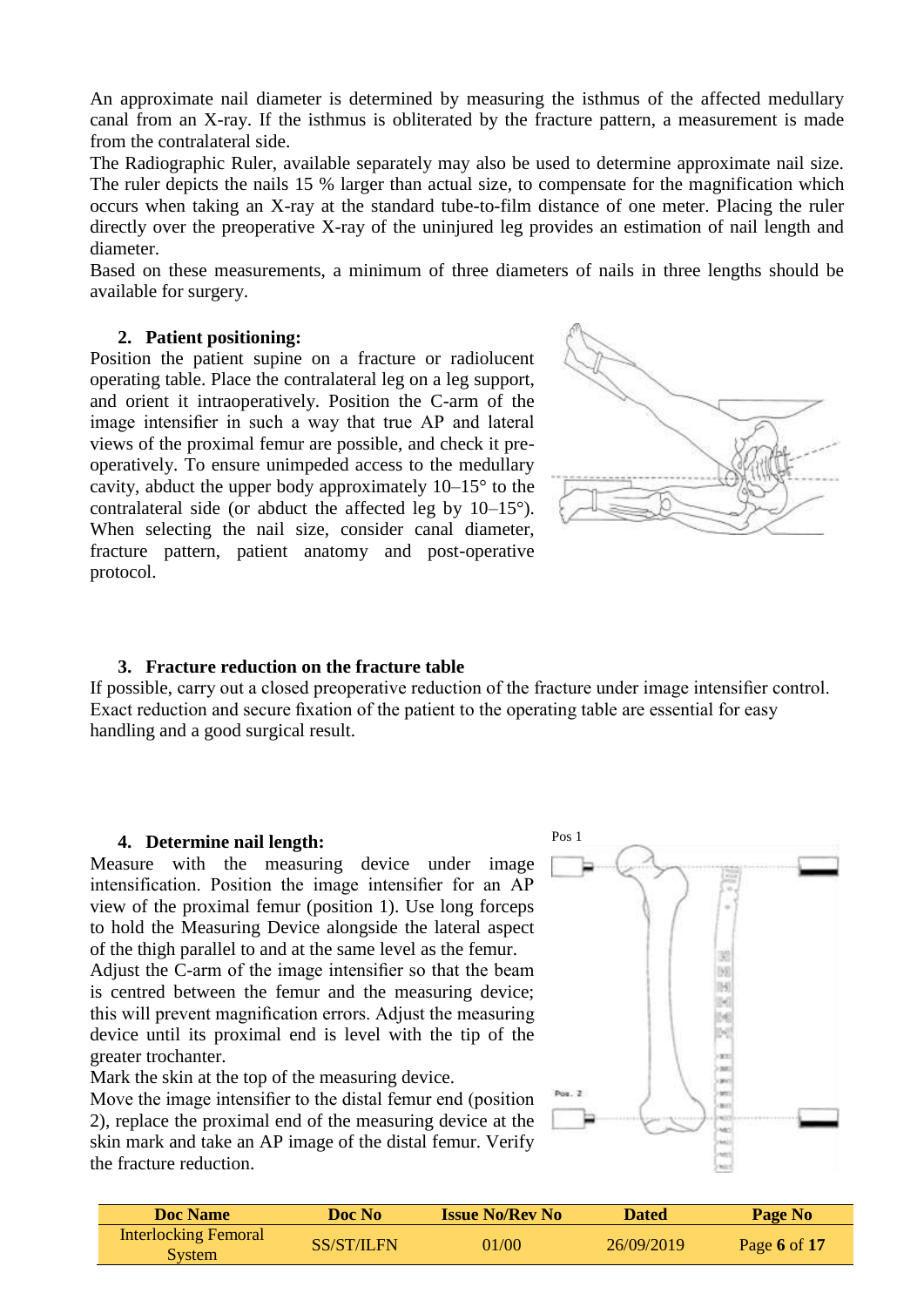An approximate nail diameter is determined by measuring the isthmus of the affected medullary canal from an X-ray. If the isthmus is obliterated by the fracture pattern, a measurement is made from the contralateral side.

The Radiographic Ruler, available separately may also be used to determine approximate nail size. The ruler depicts the nails 15 % larger than actual size, to compensate for the magnification which occurs when taking an X-ray at the standard tube-to-film distance of one meter. Placing the ruler directly over the preoperative X-ray of the uninjured leg provides an estimation of nail length and diameter.

Based on these measurements, a minimum of three diameters of nails in three lengths should be available for surgery.

2. **Patient positioning:**

Position the patient supine on a fracture or radiolucent operating table. Place the contralateral leg on a leg support, and orient it intraoperatively. Position the C-arm of the image intensifier in such a way that true AP and lateral views of the proximal femur are possible, and check it pre-operatively. To ensure unimpeded access to the medullary cavity, abduct the upper body approximately 10–15° to the contralateral side (or abduct the affected leg by 10–15°). When selecting the nail size, consider canal diameter, fracture pattern, patient anatomy and post-operative protocol.

3. **Fracture reduction on the fracture table**

If possible, carry out a closed preoperative reduction of the fracture under image intensifier control. Exact reduction and secure fixation of the patient to the operating table are essential for easy handling and a good surgical result.

4. **Determine nail length:**

Measure with the measuring device under image intensification. Position the image intensifier for an AP view of the proximal femur (position 1). Use long forceps to hold the Measuring Device alongside the lateral aspect of the thigh parallel to and at the same level as the femur.

Adjust the C-arm of the image intensifier so that the beam is centred between the femur and the measuring device; this will prevent magnification errors. Adjust the measuring device until its proximal end is level with the tip of the greater trochanter.

Mark the skin at the top of the measuring device.

Move the image intensifier to the distal femur end (position 2), replace the proximal end of the measuring device at the skin mark and take an AP image of the distal femur. Verify the fracture reduction.

Pos 1

Pos. 2

| Doc Name | Doc No | Issue No/Rev No | Dated | Page No |
|---|---|---|---|---|
| Interlocking Femoral System | SS/ST/ILFN | 01/00 | 26/09/2019 | Page **6** of **17** |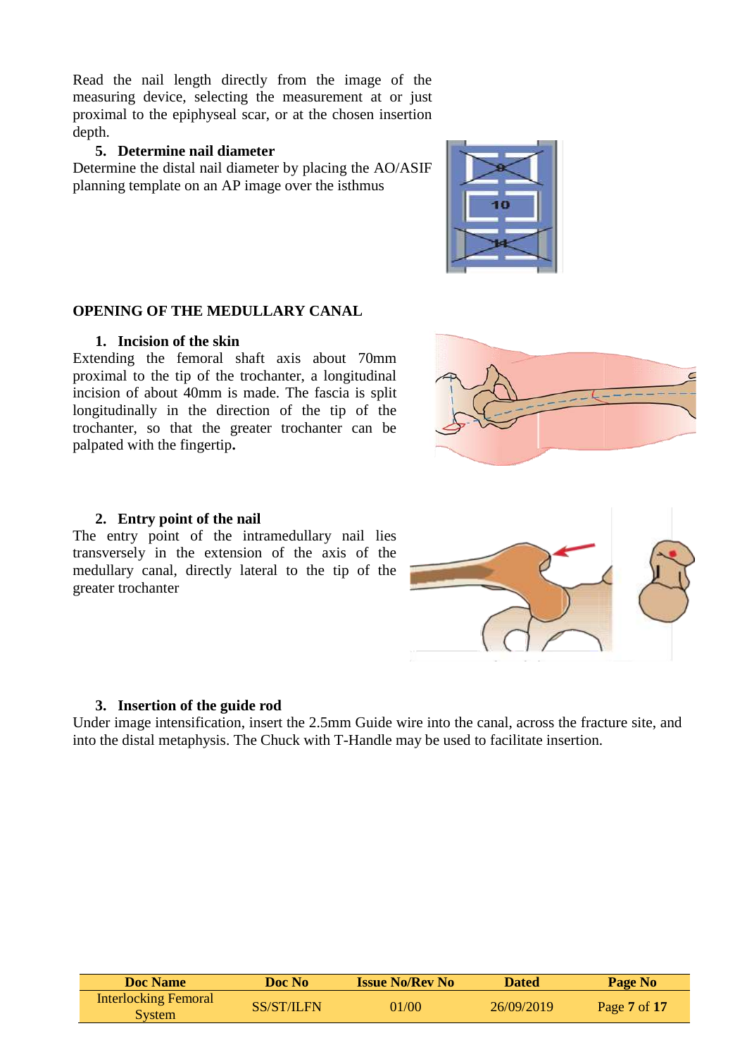Read the nail length directly from the image of the measuring device, selecting the measurement at or just proximal to the epiphyseal scar, or at the chosen insertion depth.

5. **Determine nail diameter**

Determine the distal nail diameter by placing the AO/ASIF planning template on an AP image over the isthmus

## OPENING OF THE MEDULLARY CANAL

1. **Incision of the skin**

Extending the femoral shaft axis about 70mm proximal to the tip of the trochanter, a longitudinal incision of about 40mm is made. The fascia is split longitudinally in the direction of the tip of the trochanter, so that the greater trochanter can be palpated with the fingertip**.**

2. **Entry point of the nail**

The entry point of the intramedullary nail lies transversely in the extension of the axis of the medullary canal, directly lateral to the tip of the greater trochanter

3. **Insertion of the guide rod**

Under image intensification, insert the 2.5mm Guide wire into the canal, across the fracture site, and into the distal metaphysis. The Chuck with T-Handle may be used to facilitate insertion.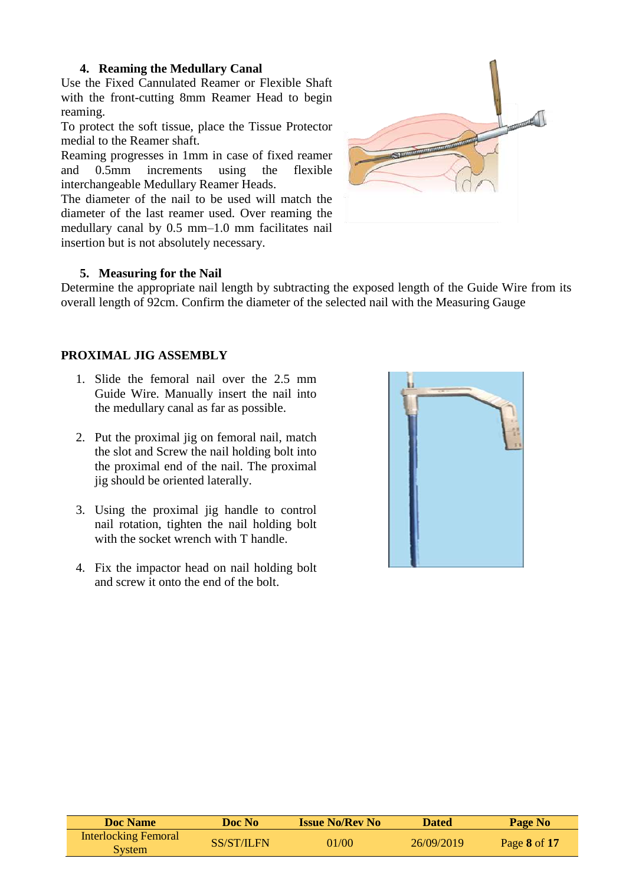#### 4. Reaming the Medullary Canal

Use the Fixed Cannulated Reamer or Flexible Shaft with the front-cutting 8mm Reamer Head to begin reaming.

To protect the soft tissue, place the Tissue Protector medial to the Reamer shaft.

Reaming progresses in 1mm in case of fixed reamer and 0.5mm increments using the flexible interchangeable Medullary Reamer Heads.

The diameter of the nail to be used will match the diameter of the last reamer used. Over reaming the medullary canal by 0.5 mm–1.0 mm facilitates nail insertion but is not absolutely necessary.

#### 5. Measuring for the Nail

Determine the appropriate nail length by subtracting the exposed length of the Guide Wire from its overall length of 92cm. Confirm the diameter of the selected nail with the Measuring Gauge

### PROXIMAL JIG ASSEMBLY

1. Slide the femoral nail over the 2.5 mm Guide Wire. Manually insert the nail into the medullary canal as far as possible.

2. Put the proximal jig on femoral nail, match the slot and Screw the nail holding bolt into the proximal end of the nail. The proximal jig should be oriented laterally.

3. Using the proximal jig handle to control nail rotation, tighten the nail holding bolt with the socket wrench with T handle.

4. Fix the impactor head on nail holding bolt and screw it onto the end of the bolt.

| Doc Name | Doc No | Issue No/Rev No | Dated | Page No |
| --- | --- | --- | --- | --- |
| Interlocking Femoral System | SS/ST/ILFN | 01/00 | 26/09/2019 | Page **8** of **17** |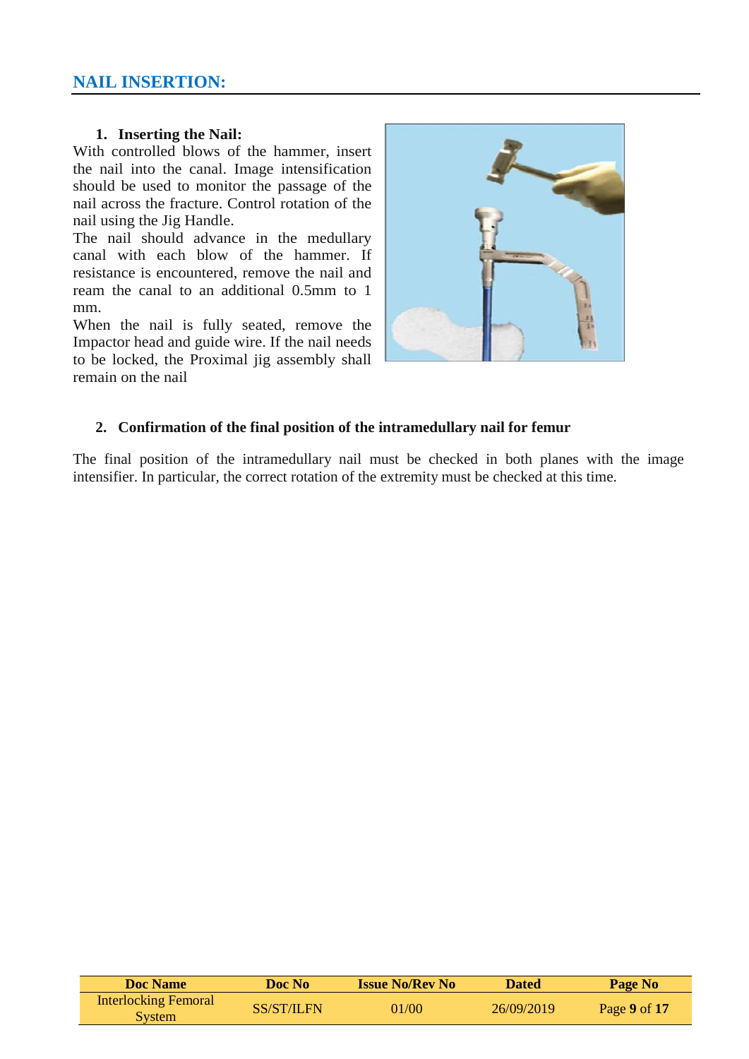## NAIL INSERTION:

1. **Inserting the Nail:**

With controlled blows of the hammer, insert the nail into the canal. Image intensification should be used to monitor the passage of the nail across the fracture. Control rotation of the nail using the Jig Handle.

The nail should advance in the medullary canal with each blow of the hammer. If resistance is encountered, remove the nail and ream the canal to an additional 0.5mm to 1 mm.

When the nail is fully seated, remove the Impactor head and guide wire. If the nail needs to be locked, the Proximal jig assembly shall remain on the nail

2. **Confirmation of the final position of the intramedullary nail for femur**

The final position of the intramedullary nail must be checked in both planes with the image intensifier. In particular, the correct rotation of the extremity must be checked at this time.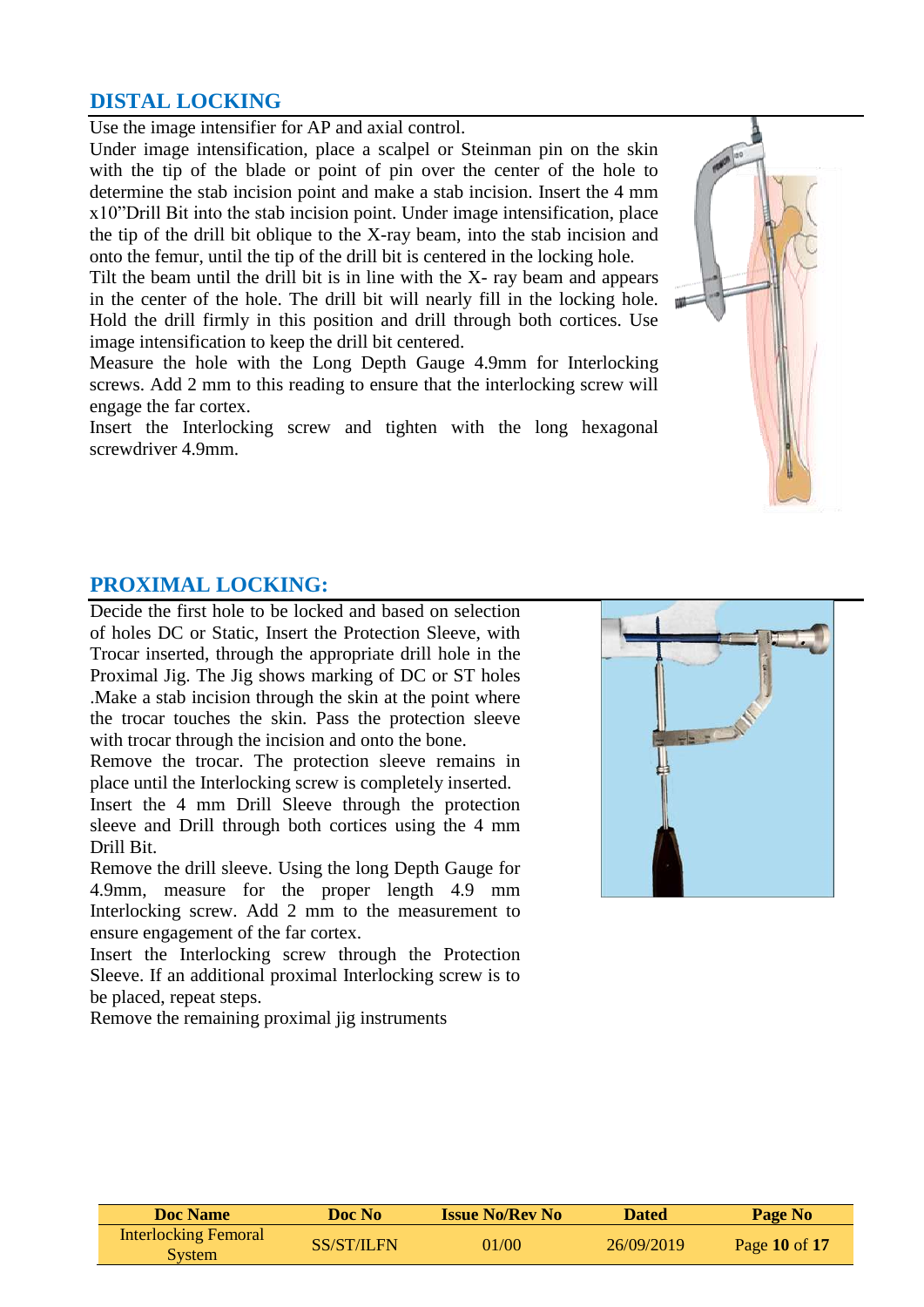## DISTAL LOCKING

Use the image intensifier for AP and axial control.

Under image intensification, place a scalpel or Steinman pin on the skin with the tip of the blade or point of pin over the center of the hole to determine the stab incision point and make a stab incision. Insert the 4 mm x10"Drill Bit into the stab incision point. Under image intensification, place the tip of the drill bit oblique to the X-ray beam, into the stab incision and onto the femur, until the tip of the drill bit is centered in the locking hole.

Tilt the beam until the drill bit is in line with the X- ray beam and appears in the center of the hole. The drill bit will nearly fill in the locking hole. Hold the drill firmly in this position and drill through both cortices. Use image intensification to keep the drill bit centered.

Measure the hole with the Long Depth Gauge 4.9mm for Interlocking screws. Add 2 mm to this reading to ensure that the interlocking screw will engage the far cortex.

Insert the Interlocking screw and tighten with the long hexagonal screwdriver 4.9mm.

## PROXIMAL LOCKING:

Decide the first hole to be locked and based on selection of holes DC or Static, Insert the Protection Sleeve, with Trocar inserted, through the appropriate drill hole in the Proximal Jig. The Jig shows marking of DC or ST holes .Make a stab incision through the skin at the point where the trocar touches the skin. Pass the protection sleeve with trocar through the incision and onto the bone.

Remove the trocar. The protection sleeve remains in place until the Interlocking screw is completely inserted.

Insert the 4 mm Drill Sleeve through the protection sleeve and Drill through both cortices using the 4 mm Drill Bit.

Remove the drill sleeve. Using the long Depth Gauge for 4.9mm, measure for the proper length 4.9 mm Interlocking screw. Add 2 mm to the measurement to ensure engagement of the far cortex.

Insert the Interlocking screw through the Protection Sleeve. If an additional proximal Interlocking screw is to be placed, repeat steps.

Remove the remaining proximal jig instruments

| Doc Name | Doc No | Issue No/Rev No | Dated | Page No |
|---|---|---|---|---|
| Interlocking Femoral System | SS/ST/ILFN | 01/00 | 26/09/2019 | Page **10** of **17** |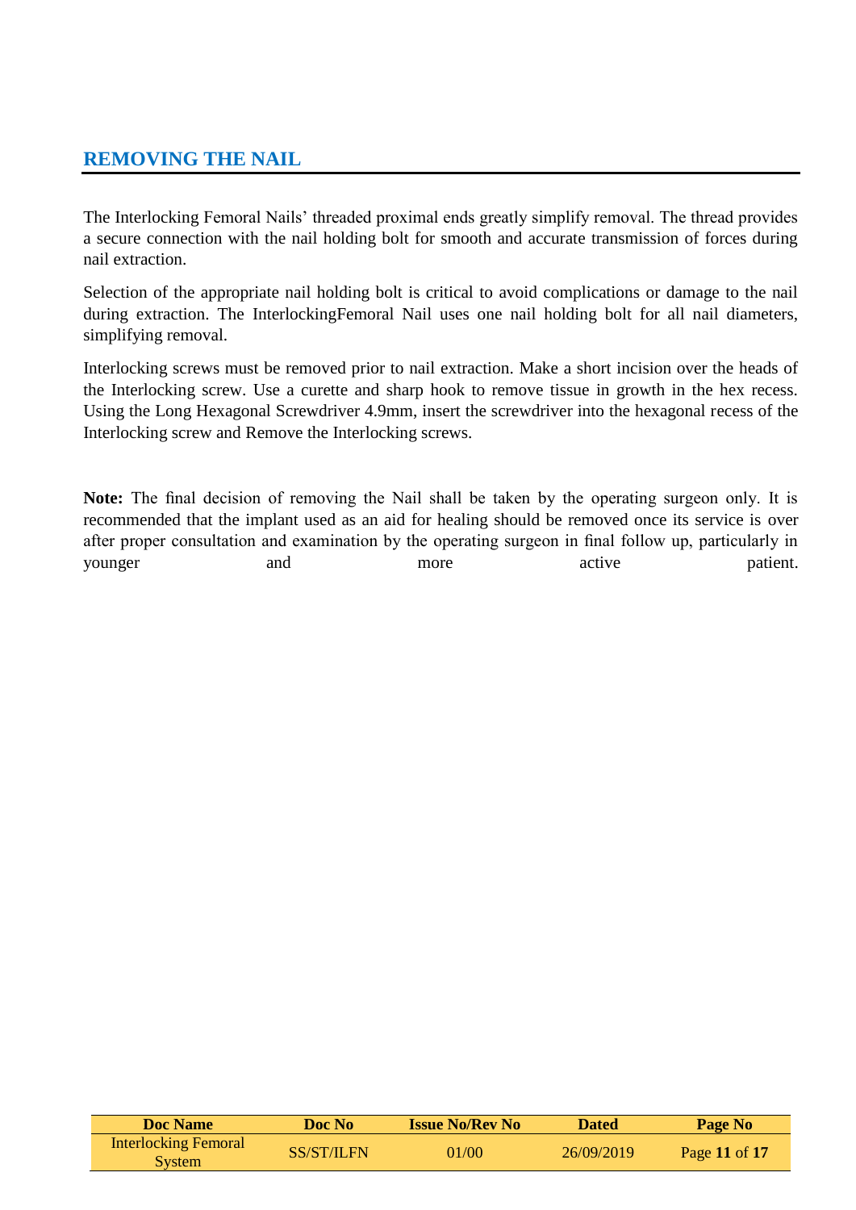## REMOVING THE NAIL

The Interlocking Femoral Nails' threaded proximal ends greatly simplify removal. The thread provides a secure connection with the nail holding bolt for smooth and accurate transmission of forces during nail extraction.

Selection of the appropriate nail holding bolt is critical to avoid complications or damage to the nail during extraction. The InterlockingFemoral Nail uses one nail holding bolt for all nail diameters, simplifying removal.

Interlocking screws must be removed prior to nail extraction. Make a short incision over the heads of the Interlocking screw. Use a curette and sharp hook to remove tissue in growth in the hex recess. Using the Long Hexagonal Screwdriver 4.9mm, insert the screwdriver into the hexagonal recess of the Interlocking screw and Remove the Interlocking screws.

**Note:** The final decision of removing the Nail shall be taken by the operating surgeon only. It is recommended that the implant used as an aid for healing should be removed once its service is over after proper consultation and examination by the operating surgeon in final follow up, particularly in younger and more active patient.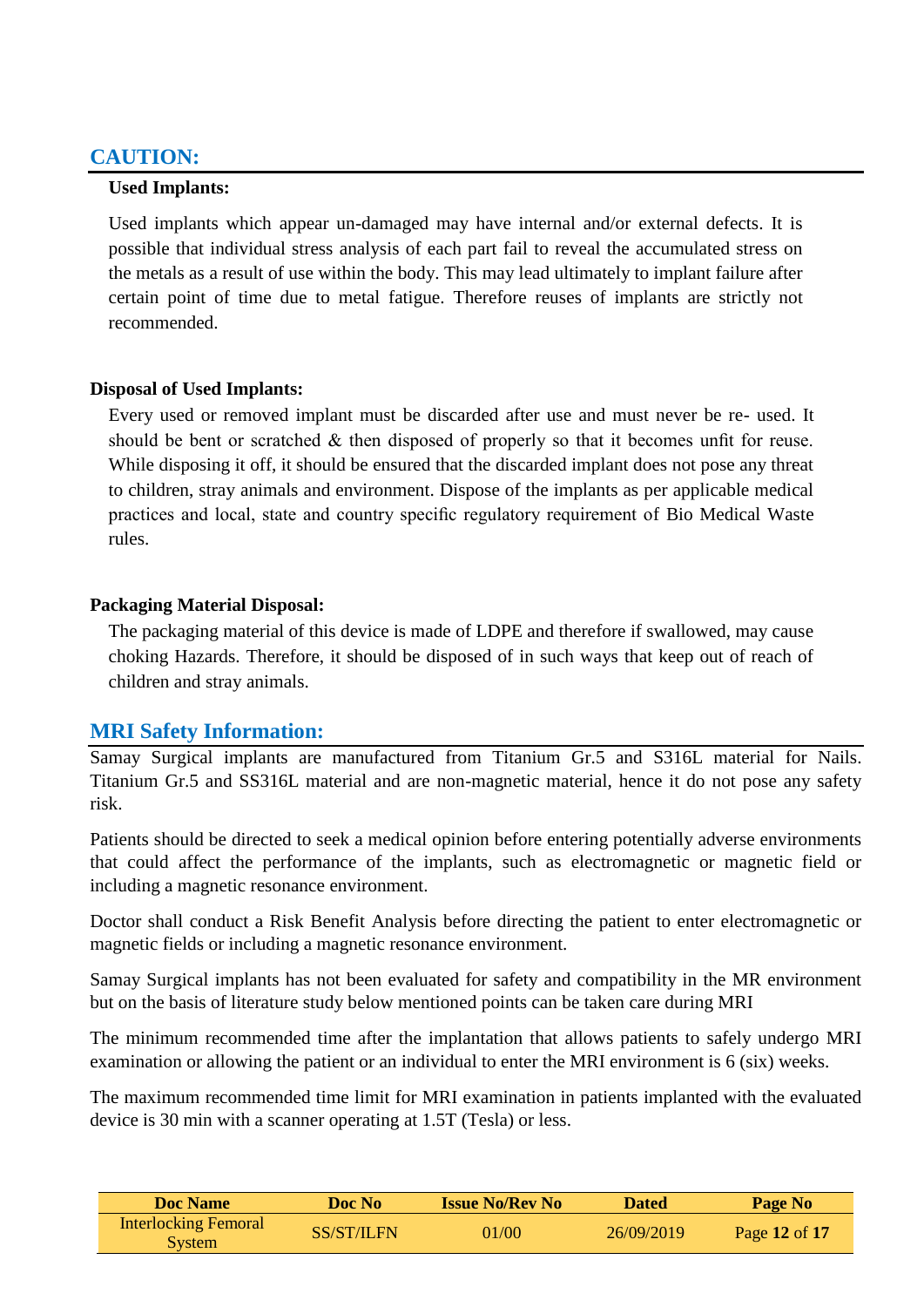## CAUTION:

### Used Implants:

Used implants which appear un-damaged may have internal and/or external defects. It is possible that individual stress analysis of each part fail to reveal the accumulated stress on the metals as a result of use within the body. This may lead ultimately to implant failure after certain point of time due to metal fatigue. Therefore reuses of implants are strictly not recommended.

### Disposal of Used Implants:

Every used or removed implant must be discarded after use and must never be re- used. It should be bent or scratched & then disposed of properly so that it becomes unfit for reuse. While disposing it off, it should be ensured that the discarded implant does not pose any threat to children, stray animals and environment. Dispose of the implants as per applicable medical practices and local, state and country specific regulatory requirement of Bio Medical Waste rules.

### Packaging Material Disposal:

The packaging material of this device is made of LDPE and therefore if swallowed, may cause choking Hazards. Therefore, it should be disposed of in such ways that keep out of reach of children and stray animals.

## MRI Safety Information:

Samay Surgical implants are manufactured from Titanium Gr.5 and S316L material for Nails. Titanium Gr.5 and SS316L material and are non-magnetic material, hence it do not pose any safety risk.

Patients should be directed to seek a medical opinion before entering potentially adverse environments that could affect the performance of the implants, such as electromagnetic or magnetic field or including a magnetic resonance environment.

Doctor shall conduct a Risk Benefit Analysis before directing the patient to enter electromagnetic or magnetic fields or including a magnetic resonance environment.

Samay Surgical implants has not been evaluated for safety and compatibility in the MR environment but on the basis of literature study below mentioned points can be taken care during MRI

The minimum recommended time after the implantation that allows patients to safely undergo MRI examination or allowing the patient or an individual to enter the MRI environment is 6 (six) weeks.

The maximum recommended time limit for MRI examination in patients implanted with the evaluated device is 30 min with a scanner operating at 1.5T (Tesla) or less.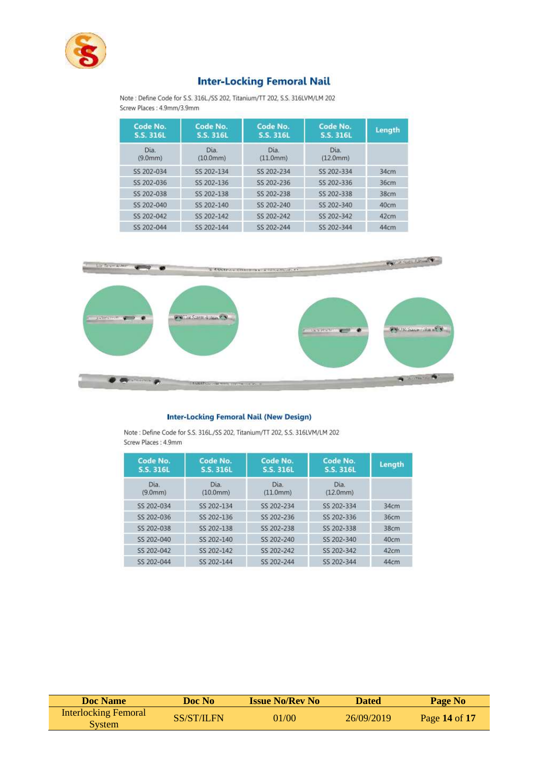# Inter-Locking Femoral Nail

Note : Define Code for S.S. 316L/SS 202, Titanium/TT 202, S.S. 316LVM/LM 202
Screw Places : 4.9mm/3.9mm

| Code No. S.S. 316L | Code No. S.S. 316L | Code No. S.S. 316L | Code No. S.S. 316L | Length |
|---|---|---|---|---|
| Dia. (9.0mm) | Dia. (10.0mm) | Dia. (11.0mm) | Dia. (12.0mm) | |
| SS 202-034 | SS 202-134 | SS 202-234 | SS 202-334 | 34cm |
| SS 202-036 | SS 202-136 | SS 202-236 | SS 202-336 | 36cm |
| SS 202-038 | SS 202-138 | SS 202-238 | SS 202-338 | 38cm |
| SS 202-040 | SS 202-140 | SS 202-240 | SS 202-340 | 40cm |
| SS 202-042 | SS 202-142 | SS 202-242 | SS 202-342 | 42cm |
| SS 202-044 | SS 202-144 | SS 202-244 | SS 202-344 | 44cm |

## Inter-Locking Femoral Nail (New Design)

Note : Define Code for S.S. 316L/SS 202, Titanium/TT 202, S.S. 316LVM/LM 202
Screw Places : 4.9mm

| Code No. S.S. 316L | Code No. S.S. 316L | Code No. S.S. 316L | Code No. S.S. 316L | Length |
|---|---|---|---|---|
| Dia. (9.0mm) | Dia. (10.0mm) | Dia. (11.0mm) | Dia. (12.0mm) | |
| SS 202-034 | SS 202-134 | SS 202-234 | SS 202-334 | 34cm |
| SS 202-036 | SS 202-136 | SS 202-236 | SS 202-336 | 36cm |
| SS 202-038 | SS 202-138 | SS 202-238 | SS 202-338 | 38cm |
| SS 202-040 | SS 202-140 | SS 202-240 | SS 202-340 | 40cm |
| SS 202-042 | SS 202-142 | SS 202-242 | SS 202-342 | 42cm |
| SS 202-044 | SS 202-144 | SS 202-244 | SS 202-344 | 44cm |

| Doc Name | Doc No | Issue No/Rev No | Dated | Page No |
|---|---|---|---|---|
| Interlocking Femoral System | SS/ST/ILFN | 01/00 | 26/09/2019 | Page **14** of **17** |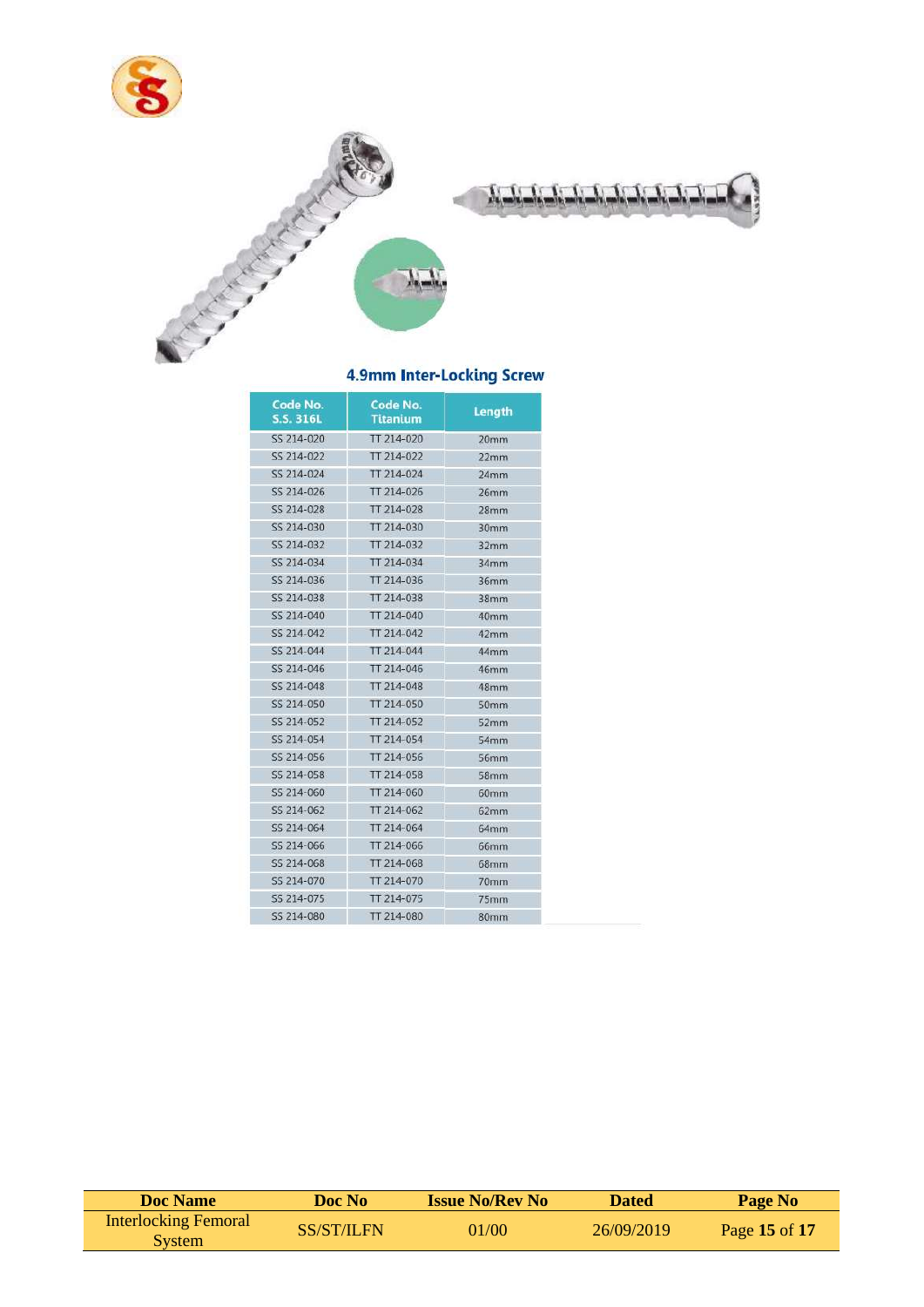## 4.9mm Inter-Locking Screw

| Code No. S.S. 316L | Code No. Titanium | Length |
|---|---|---|
| SS 214-020 | TT 214-020 | 20mm |
| SS 214-022 | TT 214-022 | 22mm |
| SS 214-024 | TT 214-024 | 24mm |
| SS 214-026 | TT 214-026 | 26mm |
| SS 214-028 | TT 214-028 | 28mm |
| SS 214-030 | TT 214-030 | 30mm |
| SS 214-032 | TT 214-032 | 32mm |
| SS 214-034 | TT 214-034 | 34mm |
| SS 214-036 | TT 214-036 | 36mm |
| SS 214-038 | TT 214-038 | 38mm |
| SS 214-040 | TT 214-040 | 40mm |
| SS 214-042 | TT 214-042 | 42mm |
| SS 214-044 | TT 214-044 | 44mm |
| SS 214-046 | TT 214-046 | 46mm |
| SS 214-048 | TT 214-048 | 48mm |
| SS 214-050 | TT 214-050 | 50mm |
| SS 214-052 | TT 214-052 | 52mm |
| SS 214-054 | TT 214-054 | 54mm |
| SS 214-056 | TT 214-056 | 56mm |
| SS 214-058 | TT 214-058 | 58mm |
| SS 214-060 | TT 214-060 | 60mm |
| SS 214-062 | TT 214-062 | 62mm |
| SS 214-064 | TT 214-064 | 64mm |
| SS 214-066 | TT 214-066 | 66mm |
| SS 214-068 | TT 214-068 | 68mm |
| SS 214-070 | TT 214-070 | 70mm |
| SS 214-075 | TT 214-075 | 75mm |
| SS 214-080 | TT 214-080 | 80mm |

| Doc Name | Doc No | Issue No/Rev No | Dated | Page No |
|---|---|---|---|---|
| Interlocking Femoral System | SS/ST/ILFN | 01/00 | 26/09/2019 | Page **15** of **17** |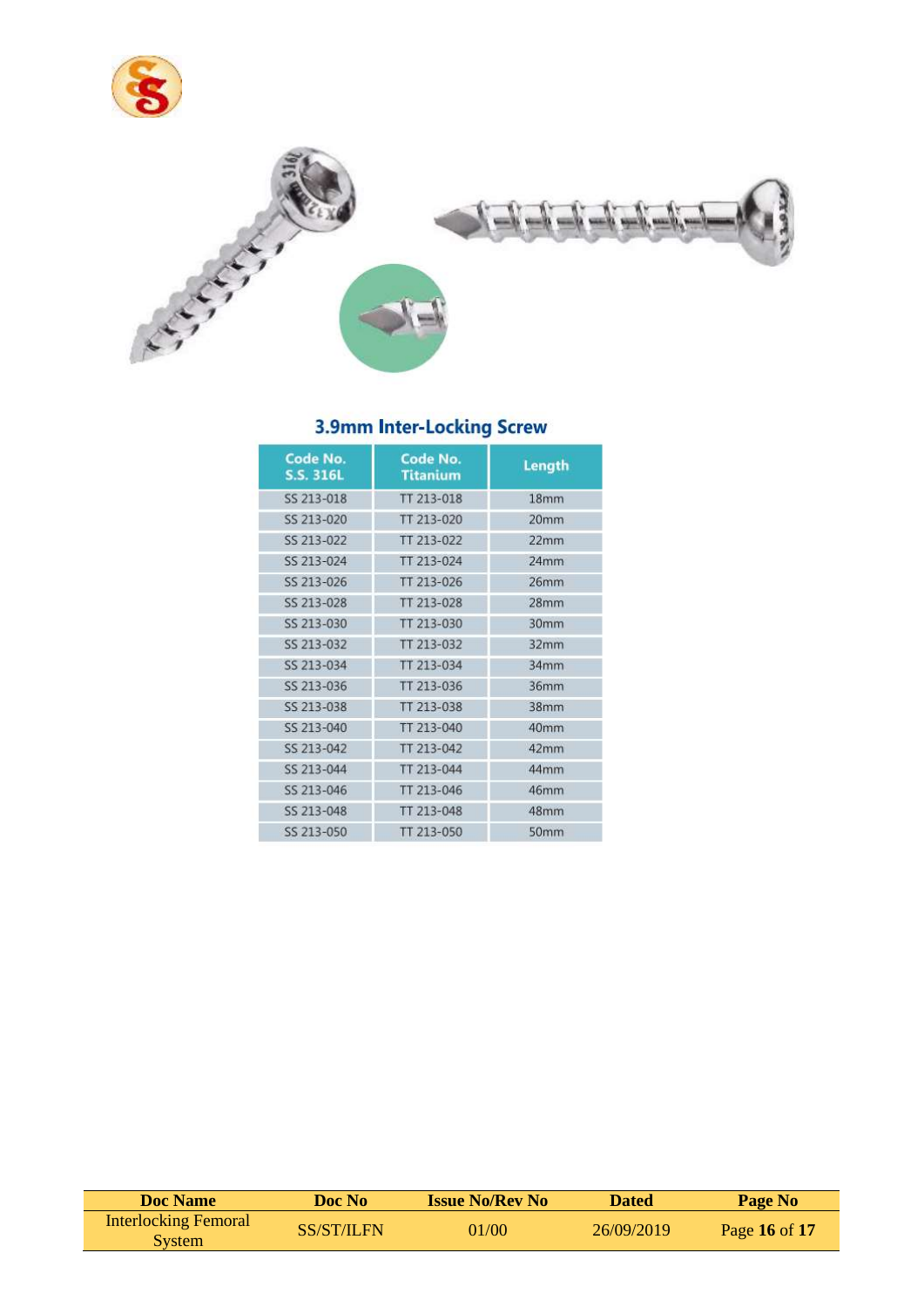## 3.9mm Inter-Locking Screw

| Code No. S.S. 316L | Code No. Titanium | Length |
|---|---|---|
| SS 213-018 | TT 213-018 | 18mm |
| SS 213-020 | TT 213-020 | 20mm |
| SS 213-022 | TT 213-022 | 22mm |
| SS 213-024 | TT 213-024 | 24mm |
| SS 213-026 | TT 213-026 | 26mm |
| SS 213-028 | TT 213-028 | 28mm |
| SS 213-030 | TT 213-030 | 30mm |
| SS 213-032 | TT 213-032 | 32mm |
| SS 213-034 | TT 213-034 | 34mm |
| SS 213-036 | TT 213-036 | 36mm |
| SS 213-038 | TT 213-038 | 38mm |
| SS 213-040 | TT 213-040 | 40mm |
| SS 213-042 | TT 213-042 | 42mm |
| SS 213-044 | TT 213-044 | 44mm |
| SS 213-046 | TT 213-046 | 46mm |
| SS 213-048 | TT 213-048 | 48mm |
| SS 213-050 | TT 213-050 | 50mm |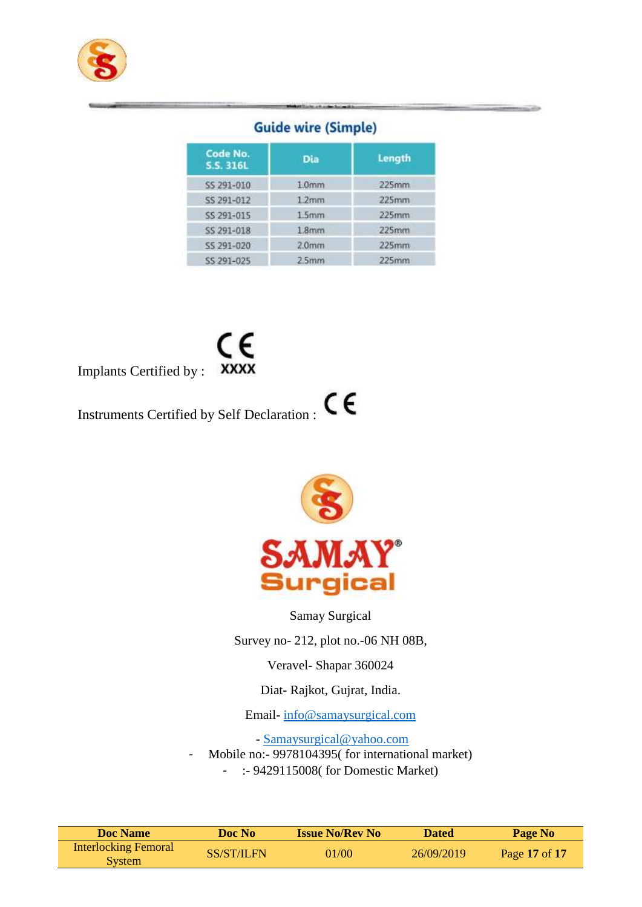## Guide wire (Simple)

| Code No. S.S. 316L | Dia | Length |
|---|---|---|
| SS 291-010 | 1.0mm | 225mm |
| SS 291-012 | 1.2mm | 225mm |
| SS 291-015 | 1.5mm | 225mm |
| SS 291-018 | 1.8mm | 225mm |
| SS 291-020 | 2.0mm | 225mm |
| SS 291-025 | 2.5mm | 225mm |

Implants Certified by : CE XXXX

Instruments Certified by Self Declaration : CE

SAMAY® Surgical

Samay Surgical

Survey no- 212, plot no.-06 NH 08B,

Veravel- Shapar 360024

Diat- Rajkot, Gujrat, India.

Email- info@samaysurgical.com

- Samaysurgical@yahoo.com

- Mobile no:- 9978104395( for international market)
- :- 9429115008( for Domestic Market)

| Doc Name | Doc No | Issue No/Rev No | Dated | Page No |
|---|---|---|---|---|
| Interlocking Femoral System | SS/ST/ILFN | 01/00 | 26/09/2019 | Page **17** of **17** |